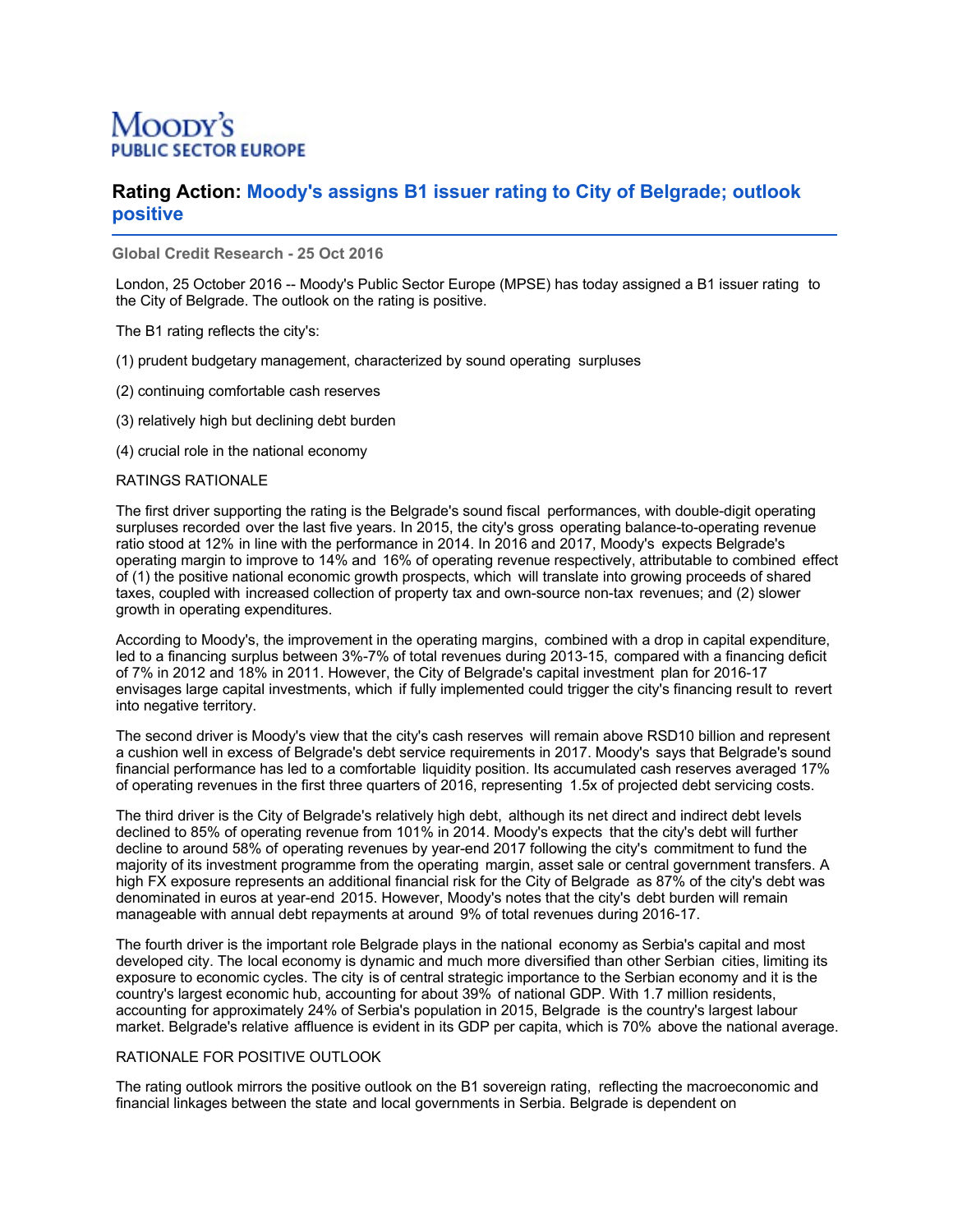**Moody's**
**PUBLIC SECTOR EUROPE**

# Rating Action: Moody's assigns B1 issuer rating to City of Belgrade; outlook positive

**Global Credit Research - 25 Oct 2016**

London, 25 October 2016 -- Moody's Public Sector Europe (MPSE) has today assigned a B1 issuer rating to the City of Belgrade. The outlook on the rating is positive.

The B1 rating reflects the city's:

(1) prudent budgetary management, characterized by sound operating surpluses

(2) continuing comfortable cash reserves

(3) relatively high but declining debt burden

(4) crucial role in the national economy

RATINGS RATIONALE

The first driver supporting the rating is the Belgrade's sound fiscal performances, with double-digit operating surpluses recorded over the last five years. In 2015, the city's gross operating balance-to-operating revenue ratio stood at 12% in line with the performance in 2014. In 2016 and 2017, Moody's expects Belgrade's operating margin to improve to 14% and 16% of operating revenue respectively, attributable to combined effect of (1) the positive national economic growth prospects, which will translate into growing proceeds of shared taxes, coupled with increased collection of property tax and own-source non-tax revenues; and (2) slower growth in operating expenditures.

According to Moody's, the improvement in the operating margins, combined with a drop in capital expenditure, led to a financing surplus between 3%-7% of total revenues during 2013-15, compared with a financing deficit of 7% in 2012 and 18% in 2011. However, the City of Belgrade's capital investment plan for 2016-17 envisages large capital investments, which if fully implemented could trigger the city's financing result to revert into negative territory.

The second driver is Moody's view that the city's cash reserves will remain above RSD10 billion and represent a cushion well in excess of Belgrade's debt service requirements in 2017. Moody's says that Belgrade's sound financial performance has led to a comfortable liquidity position. Its accumulated cash reserves averaged 17% of operating revenues in the first three quarters of 2016, representing 1.5x of projected debt servicing costs.

The third driver is the City of Belgrade's relatively high debt, although its net direct and indirect debt levels declined to 85% of operating revenue from 101% in 2014. Moody's expects that the city's debt will further decline to around 58% of operating revenues by year-end 2017 following the city's commitment to fund the majority of its investment programme from the operating margin, asset sale or central government transfers. A high FX exposure represents an additional financial risk for the City of Belgrade as 87% of the city's debt was denominated in euros at year-end 2015. However, Moody's notes that the city's debt burden will remain manageable with annual debt repayments at around 9% of total revenues during 2016-17.

The fourth driver is the important role Belgrade plays in the national economy as Serbia's capital and most developed city. The local economy is dynamic and much more diversified than other Serbian cities, limiting its exposure to economic cycles. The city is of central strategic importance to the Serbian economy and it is the country's largest economic hub, accounting for about 39% of national GDP. With 1.7 million residents, accounting for approximately 24% of Serbia's population in 2015, Belgrade is the country's largest labour market. Belgrade's relative affluence is evident in its GDP per capita, which is 70% above the national average.

RATIONALE FOR POSITIVE OUTLOOK

The rating outlook mirrors the positive outlook on the B1 sovereign rating, reflecting the macroeconomic and financial linkages between the state and local governments in Serbia. Belgrade is dependent on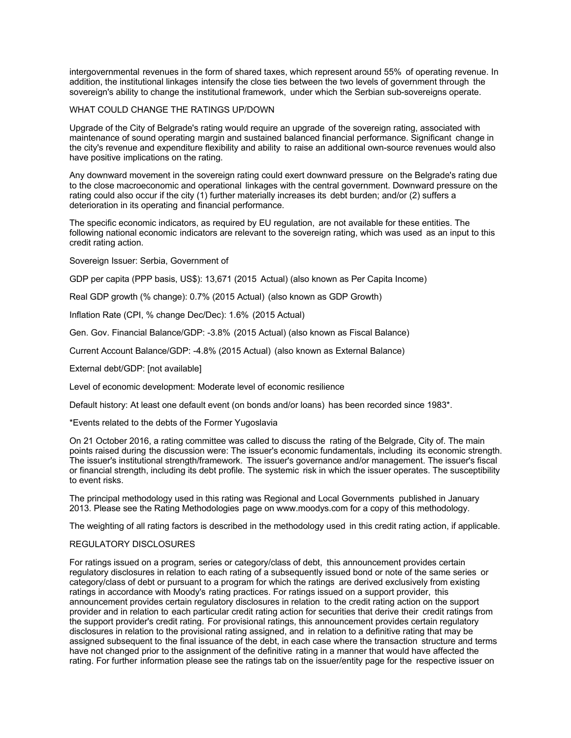intergovernmental revenues in the form of shared taxes, which represent around 55% of operating revenue. In addition, the institutional linkages intensify the close ties between the two levels of government through the sovereign's ability to change the institutional framework, under which the Serbian sub-sovereigns operate.

## WHAT COULD CHANGE THE RATINGS UP/DOWN

Upgrade of the City of Belgrade's rating would require an upgrade of the sovereign rating, associated with maintenance of sound operating margin and sustained balanced financial performance. Significant change in the city's revenue and expenditure flexibility and ability to raise an additional own-source revenues would also have positive implications on the rating.

Any downward movement in the sovereign rating could exert downward pressure on the Belgrade's rating due to the close macroeconomic and operational linkages with the central government. Downward pressure on the rating could also occur if the city (1) further materially increases its debt burden; and/or (2) suffers a deterioration in its operating and financial performance.

The specific economic indicators, as required by EU regulation, are not available for these entities. The following national economic indicators are relevant to the sovereign rating, which was used as an input to this credit rating action.

Sovereign Issuer: Serbia, Government of

GDP per capita (PPP basis, US$): 13,671 (2015 Actual) (also known as Per Capita Income)

Real GDP growth (% change): 0.7% (2015 Actual) (also known as GDP Growth)

Inflation Rate (CPI, % change Dec/Dec): 1.6% (2015 Actual)

Gen. Gov. Financial Balance/GDP: -3.8% (2015 Actual) (also known as Fiscal Balance)

Current Account Balance/GDP: -4.8% (2015 Actual) (also known as External Balance)

External debt/GDP: [not available]

Level of economic development: Moderate level of economic resilience

Default history: At least one default event (on bonds and/or loans) has been recorded since 1983*.

*Events related to the debts of the Former Yugoslavia

On 21 October 2016, a rating committee was called to discuss the rating of the Belgrade, City of. The main points raised during the discussion were: The issuer's economic fundamentals, including its economic strength. The issuer's institutional strength/framework. The issuer's governance and/or management. The issuer's fiscal or financial strength, including its debt profile. The systemic risk in which the issuer operates. The susceptibility to event risks.

The principal methodology used in this rating was Regional and Local Governments published in January 2013. Please see the Rating Methodologies page on www.moodys.com for a copy of this methodology.

The weighting of all rating factors is described in the methodology used in this credit rating action, if applicable.

## REGULATORY DISCLOSURES

For ratings issued on a program, series or category/class of debt, this announcement provides certain regulatory disclosures in relation to each rating of a subsequently issued bond or note of the same series or category/class of debt or pursuant to a program for which the ratings are derived exclusively from existing ratings in accordance with Moody's rating practices. For ratings issued on a support provider, this announcement provides certain regulatory disclosures in relation to the credit rating action on the support provider and in relation to each particular credit rating action for securities that derive their credit ratings from the support provider's credit rating. For provisional ratings, this announcement provides certain regulatory disclosures in relation to the provisional rating assigned, and in relation to a definitive rating that may be assigned subsequent to the final issuance of the debt, in each case where the transaction structure and terms have not changed prior to the assignment of the definitive rating in a manner that would have affected the rating. For further information please see the ratings tab on the issuer/entity page for the respective issuer on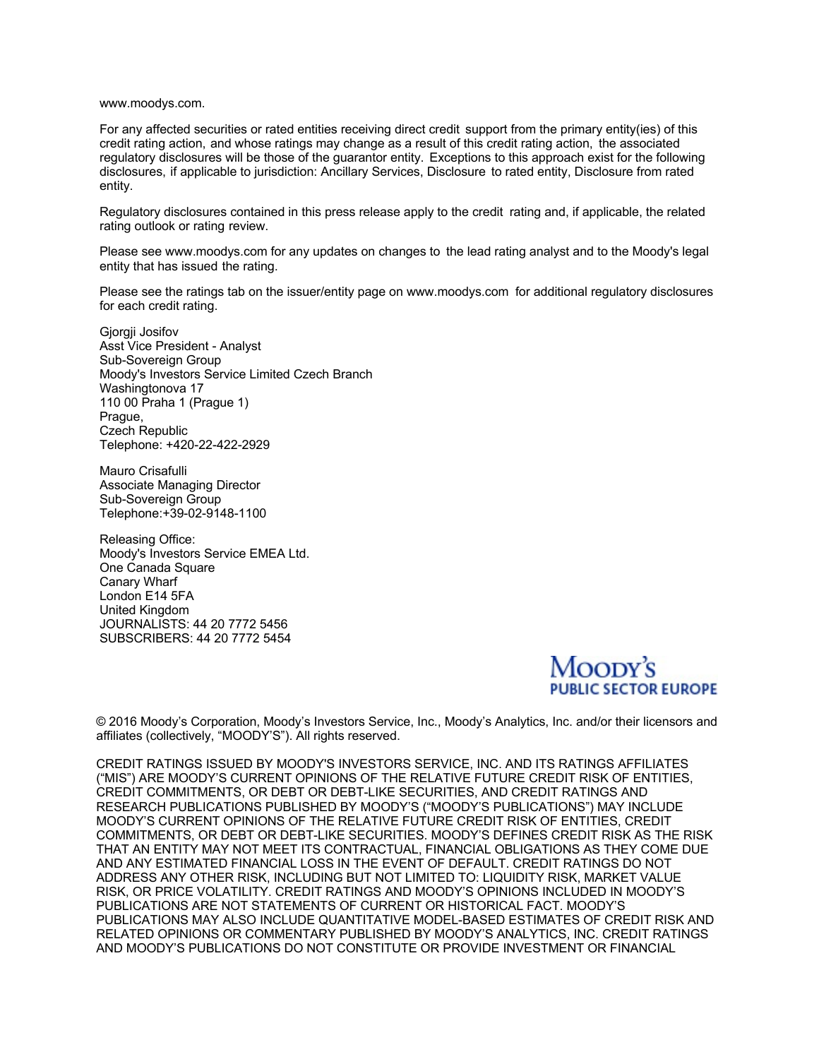www.moodys.com.

For any affected securities or rated entities receiving direct credit support from the primary entity(ies) of this credit rating action, and whose ratings may change as a result of this credit rating action, the associated regulatory disclosures will be those of the guarantor entity. Exceptions to this approach exist for the following disclosures, if applicable to jurisdiction: Ancillary Services, Disclosure to rated entity, Disclosure from rated entity.

Regulatory disclosures contained in this press release apply to the credit rating and, if applicable, the related rating outlook or rating review.

Please see www.moodys.com for any updates on changes to the lead rating analyst and to the Moody's legal entity that has issued the rating.

Please see the ratings tab on the issuer/entity page on www.moodys.com for additional regulatory disclosures for each credit rating.

Gjorgji Josifov
Asst Vice President - Analyst
Sub-Sovereign Group
Moody's Investors Service Limited Czech Branch
Washingtonova 17
110 00 Praha 1 (Prague 1)
Prague,
Czech Republic
Telephone: +420-22-422-2929

Mauro Crisafulli
Associate Managing Director
Sub-Sovereign Group
Telephone:+39-02-9148-1100

Releasing Office:
Moody's Investors Service EMEA Ltd.
One Canada Square
Canary Wharf
London E14 5FA
United Kingdom
JOURNALISTS: 44 20 7772 5456
SUBSCRIBERS: 44 20 7772 5454

MOODY'S PUBLIC SECTOR EUROPE

© 2016 Moody's Corporation, Moody's Investors Service, Inc., Moody's Analytics, Inc. and/or their licensors and affiliates (collectively, "MOODY'S"). All rights reserved.

CREDIT RATINGS ISSUED BY MOODY'S INVESTORS SERVICE, INC. AND ITS RATINGS AFFILIATES ("MIS") ARE MOODY'S CURRENT OPINIONS OF THE RELATIVE FUTURE CREDIT RISK OF ENTITIES, CREDIT COMMITMENTS, OR DEBT OR DEBT-LIKE SECURITIES, AND CREDIT RATINGS AND RESEARCH PUBLICATIONS PUBLISHED BY MOODY'S ("MOODY'S PUBLICATIONS") MAY INCLUDE MOODY'S CURRENT OPINIONS OF THE RELATIVE FUTURE CREDIT RISK OF ENTITIES, CREDIT COMMITMENTS, OR DEBT OR DEBT-LIKE SECURITIES. MOODY'S DEFINES CREDIT RISK AS THE RISK THAT AN ENTITY MAY NOT MEET ITS CONTRACTUAL, FINANCIAL OBLIGATIONS AS THEY COME DUE AND ANY ESTIMATED FINANCIAL LOSS IN THE EVENT OF DEFAULT. CREDIT RATINGS DO NOT ADDRESS ANY OTHER RISK, INCLUDING BUT NOT LIMITED TO: LIQUIDITY RISK, MARKET VALUE RISK, OR PRICE VOLATILITY. CREDIT RATINGS AND MOODY'S OPINIONS INCLUDED IN MOODY'S PUBLICATIONS ARE NOT STATEMENTS OF CURRENT OR HISTORICAL FACT. MOODY'S PUBLICATIONS MAY ALSO INCLUDE QUANTITATIVE MODEL-BASED ESTIMATES OF CREDIT RISK AND RELATED OPINIONS OR COMMENTARY PUBLISHED BY MOODY'S ANALYTICS, INC. CREDIT RATINGS AND MOODY'S PUBLICATIONS DO NOT CONSTITUTE OR PROVIDE INVESTMENT OR FINANCIAL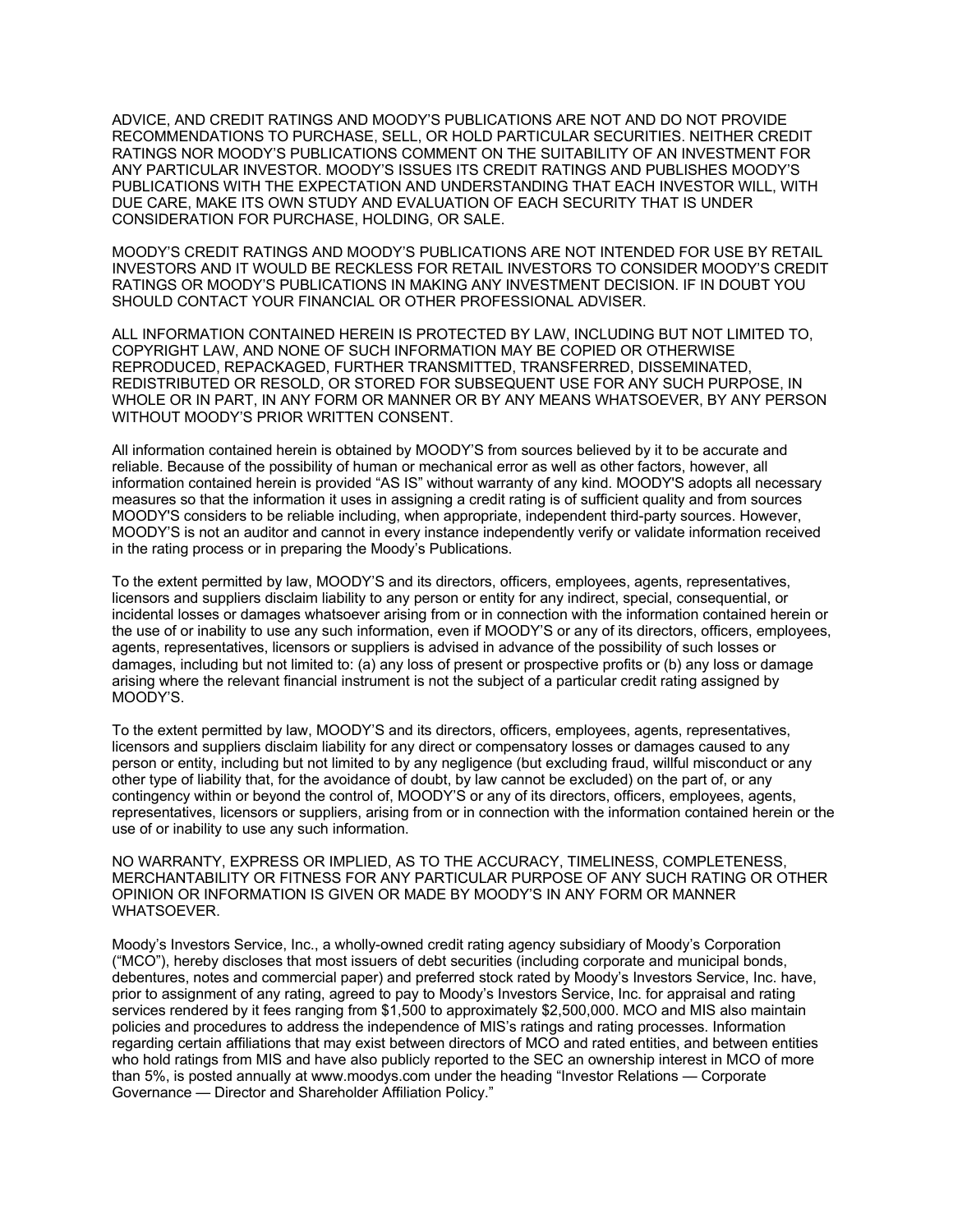ADVICE, AND CREDIT RATINGS AND MOODY'S PUBLICATIONS ARE NOT AND DO NOT PROVIDE RECOMMENDATIONS TO PURCHASE, SELL, OR HOLD PARTICULAR SECURITIES. NEITHER CREDIT RATINGS NOR MOODY'S PUBLICATIONS COMMENT ON THE SUITABILITY OF AN INVESTMENT FOR ANY PARTICULAR INVESTOR. MOODY'S ISSUES ITS CREDIT RATINGS AND PUBLISHES MOODY'S PUBLICATIONS WITH THE EXPECTATION AND UNDERSTANDING THAT EACH INVESTOR WILL, WITH DUE CARE, MAKE ITS OWN STUDY AND EVALUATION OF EACH SECURITY THAT IS UNDER CONSIDERATION FOR PURCHASE, HOLDING, OR SALE.

MOODY'S CREDIT RATINGS AND MOODY'S PUBLICATIONS ARE NOT INTENDED FOR USE BY RETAIL INVESTORS AND IT WOULD BE RECKLESS FOR RETAIL INVESTORS TO CONSIDER MOODY'S CREDIT RATINGS OR MOODY'S PUBLICATIONS IN MAKING ANY INVESTMENT DECISION. IF IN DOUBT YOU SHOULD CONTACT YOUR FINANCIAL OR OTHER PROFESSIONAL ADVISER.

ALL INFORMATION CONTAINED HEREIN IS PROTECTED BY LAW, INCLUDING BUT NOT LIMITED TO, COPYRIGHT LAW, AND NONE OF SUCH INFORMATION MAY BE COPIED OR OTHERWISE REPRODUCED, REPACKAGED, FURTHER TRANSMITTED, TRANSFERRED, DISSEMINATED, REDISTRIBUTED OR RESOLD, OR STORED FOR SUBSEQUENT USE FOR ANY SUCH PURPOSE, IN WHOLE OR IN PART, IN ANY FORM OR MANNER OR BY ANY MEANS WHATSOEVER, BY ANY PERSON WITHOUT MOODY'S PRIOR WRITTEN CONSENT.

All information contained herein is obtained by MOODY'S from sources believed by it to be accurate and reliable. Because of the possibility of human or mechanical error as well as other factors, however, all information contained herein is provided "AS IS" without warranty of any kind. MOODY'S adopts all necessary measures so that the information it uses in assigning a credit rating is of sufficient quality and from sources MOODY'S considers to be reliable including, when appropriate, independent third-party sources. However, MOODY'S is not an auditor and cannot in every instance independently verify or validate information received in the rating process or in preparing the Moody's Publications.

To the extent permitted by law, MOODY'S and its directors, officers, employees, agents, representatives, licensors and suppliers disclaim liability to any person or entity for any indirect, special, consequential, or incidental losses or damages whatsoever arising from or in connection with the information contained herein or the use of or inability to use any such information, even if MOODY'S or any of its directors, officers, employees, agents, representatives, licensors or suppliers is advised in advance of the possibility of such losses or damages, including but not limited to: (a) any loss of present or prospective profits or (b) any loss or damage arising where the relevant financial instrument is not the subject of a particular credit rating assigned by MOODY'S.

To the extent permitted by law, MOODY'S and its directors, officers, employees, agents, representatives, licensors and suppliers disclaim liability for any direct or compensatory losses or damages caused to any person or entity, including but not limited to by any negligence (but excluding fraud, willful misconduct or any other type of liability that, for the avoidance of doubt, by law cannot be excluded) on the part of, or any contingency within or beyond the control of, MOODY'S or any of its directors, officers, employees, agents, representatives, licensors or suppliers, arising from or in connection with the information contained herein or the use of or inability to use any such information.

NO WARRANTY, EXPRESS OR IMPLIED, AS TO THE ACCURACY, TIMELINESS, COMPLETENESS, MERCHANTABILITY OR FITNESS FOR ANY PARTICULAR PURPOSE OF ANY SUCH RATING OR OTHER OPINION OR INFORMATION IS GIVEN OR MADE BY MOODY'S IN ANY FORM OR MANNER WHATSOEVER.

Moody's Investors Service, Inc., a wholly-owned credit rating agency subsidiary of Moody's Corporation ("MCO"), hereby discloses that most issuers of debt securities (including corporate and municipal bonds, debentures, notes and commercial paper) and preferred stock rated by Moody's Investors Service, Inc. have, prior to assignment of any rating, agreed to pay to Moody's Investors Service, Inc. for appraisal and rating services rendered by it fees ranging from $1,500 to approximately $2,500,000. MCO and MIS also maintain policies and procedures to address the independence of MIS's ratings and rating processes. Information regarding certain affiliations that may exist between directors of MCO and rated entities, and between entities who hold ratings from MIS and have also publicly reported to the SEC an ownership interest in MCO of more than 5%, is posted annually at www.moodys.com under the heading "Investor Relations — Corporate Governance — Director and Shareholder Affiliation Policy."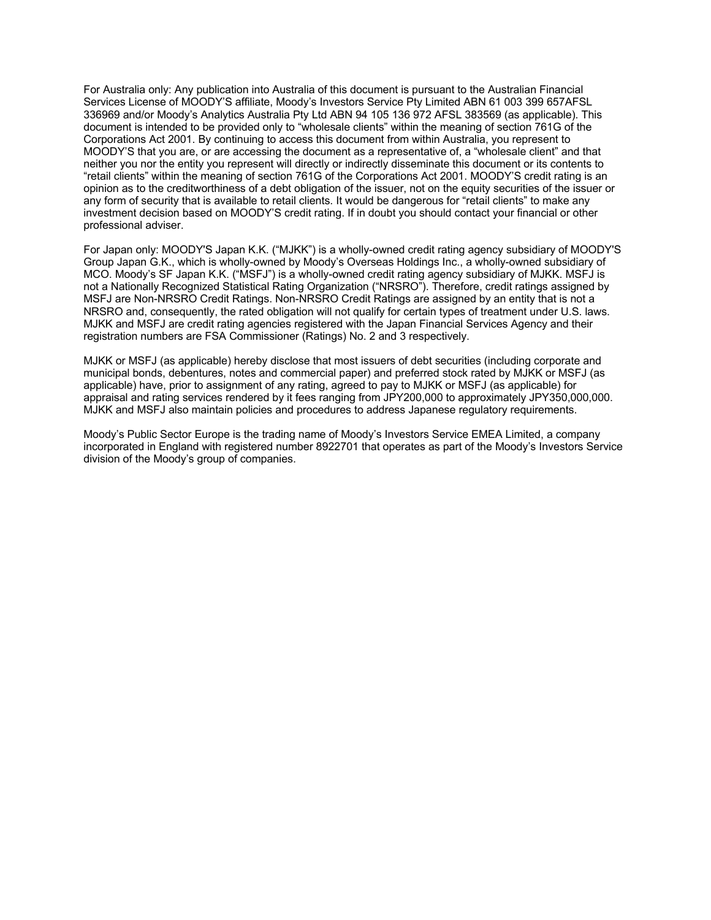For Australia only: Any publication into Australia of this document is pursuant to the Australian Financial Services License of MOODY'S affiliate, Moody's Investors Service Pty Limited ABN 61 003 399 657AFSL 336969 and/or Moody's Analytics Australia Pty Ltd ABN 94 105 136 972 AFSL 383569 (as applicable). This document is intended to be provided only to "wholesale clients" within the meaning of section 761G of the Corporations Act 2001. By continuing to access this document from within Australia, you represent to MOODY'S that you are, or are accessing the document as a representative of, a "wholesale client" and that neither you nor the entity you represent will directly or indirectly disseminate this document or its contents to "retail clients" within the meaning of section 761G of the Corporations Act 2001. MOODY'S credit rating is an opinion as to the creditworthiness of a debt obligation of the issuer, not on the equity securities of the issuer or any form of security that is available to retail clients. It would be dangerous for "retail clients" to make any investment decision based on MOODY'S credit rating. If in doubt you should contact your financial or other professional adviser.

For Japan only: MOODY'S Japan K.K. ("MJKK") is a wholly-owned credit rating agency subsidiary of MOODY'S Group Japan G.K., which is wholly-owned by Moody's Overseas Holdings Inc., a wholly-owned subsidiary of MCO. Moody's SF Japan K.K. ("MSFJ") is a wholly-owned credit rating agency subsidiary of MJKK. MSFJ is not a Nationally Recognized Statistical Rating Organization ("NRSRO"). Therefore, credit ratings assigned by MSFJ are Non-NRSRO Credit Ratings. Non-NRSRO Credit Ratings are assigned by an entity that is not a NRSRO and, consequently, the rated obligation will not qualify for certain types of treatment under U.S. laws. MJKK and MSFJ are credit rating agencies registered with the Japan Financial Services Agency and their registration numbers are FSA Commissioner (Ratings) No. 2 and 3 respectively.

MJKK or MSFJ (as applicable) hereby disclose that most issuers of debt securities (including corporate and municipal bonds, debentures, notes and commercial paper) and preferred stock rated by MJKK or MSFJ (as applicable) have, prior to assignment of any rating, agreed to pay to MJKK or MSFJ (as applicable) for appraisal and rating services rendered by it fees ranging from JPY200,000 to approximately JPY350,000,000. MJKK and MSFJ also maintain policies and procedures to address Japanese regulatory requirements.

Moody's Public Sector Europe is the trading name of Moody's Investors Service EMEA Limited, a company incorporated in England with registered number 8922701 that operates as part of the Moody's Investors Service division of the Moody's group of companies.